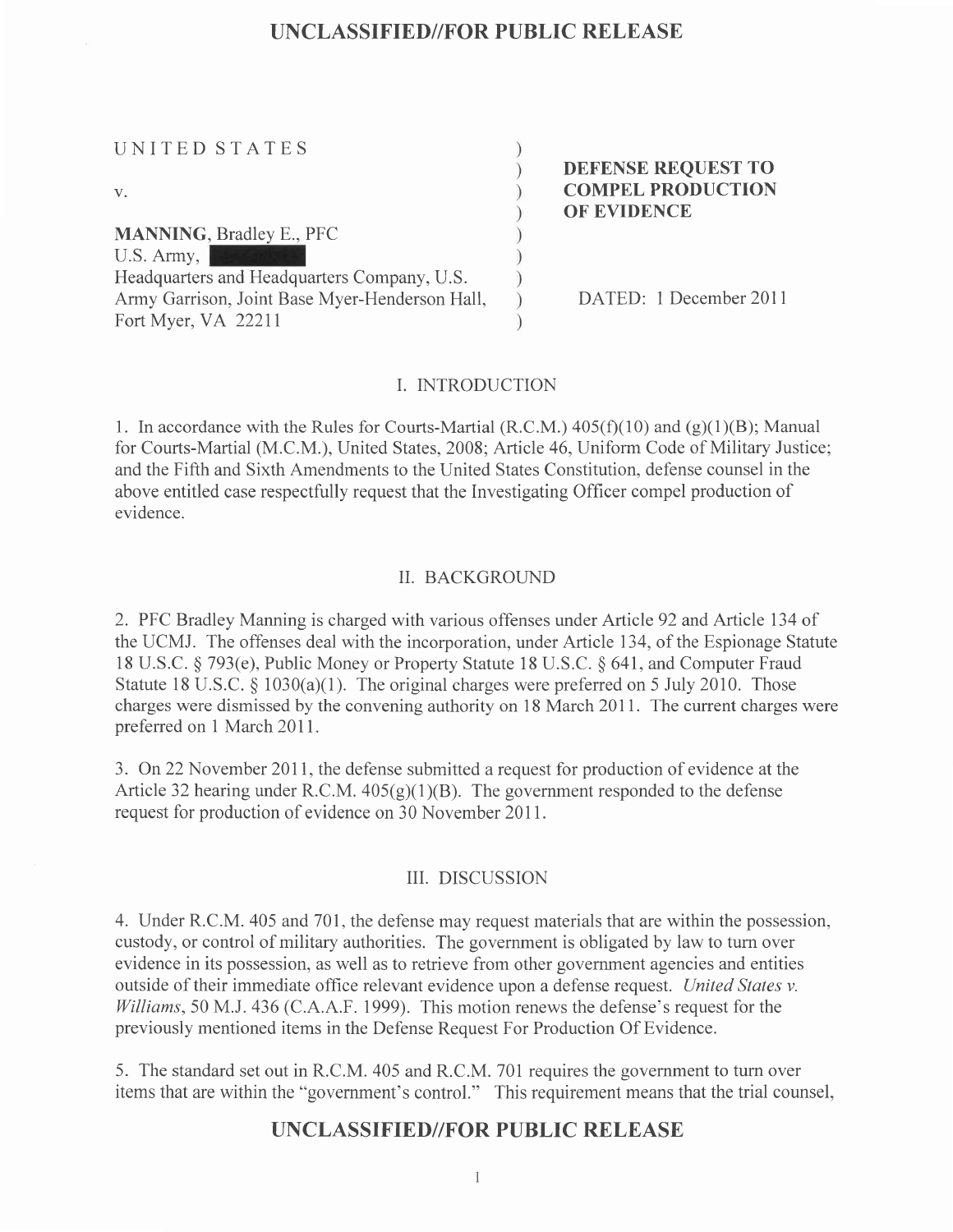UNCLASSIFIED//FOR PUBLIC RELEASE

| | |
|---|---|
| UNITED STATES<br><br>v.<br><br>**MANNING**, Bradley E., PFC<br>U.S. Army, [REDACTED]<br>Headquarters and Headquarters Company, U.S. Army Garrison, Joint Base Myer-Henderson Hall, Fort Myer, VA 22211 | **DEFENSE REQUEST TO COMPEL PRODUCTION OF EVIDENCE**<br><br>DATED: 1 December 2011 |

## I. INTRODUCTION

1. In accordance with the Rules for Courts-Martial (R.C.M.) 405(f)(10) and (g)(1)(B); Manual for Courts-Martial (M.C.M.), United States, 2008; Article 46, Uniform Code of Military Justice; and the Fifth and Sixth Amendments to the United States Constitution, defense counsel in the above entitled case respectfully request that the Investigating Officer compel production of evidence.

## II. BACKGROUND

2. PFC Bradley Manning is charged with various offenses under Article 92 and Article 134 of the UCMJ. The offenses deal with the incorporation, under Article 134, of the Espionage Statute 18 U.S.C. § 793(e), Public Money or Property Statute 18 U.S.C. § 641, and Computer Fraud Statute 18 U.S.C. § 1030(a)(1). The original charges were preferred on 5 July 2010. Those charges were dismissed by the convening authority on 18 March 2011. The current charges were preferred on 1 March 2011.

3. On 22 November 2011, the defense submitted a request for production of evidence at the Article 32 hearing under R.C.M. 405(g)(1)(B). The government responded to the defense request for production of evidence on 30 November 2011.

## III. DISCUSSION

4. Under R.C.M. 405 and 701, the defense may request materials that are within the possession, custody, or control of military authorities. The government is obligated by law to turn over evidence in its possession, as well as to retrieve from other government agencies and entities outside of their immediate office relevant evidence upon a defense request. *United States v. Williams*, 50 M.J. 436 (C.A.A.F. 1999). This motion renews the defense's request for the previously mentioned items in the Defense Request For Production Of Evidence.

5. The standard set out in R.C.M. 405 and R.C.M. 701 requires the government to turn over items that are within the "government's control." This requirement means that the trial counsel,

UNCLASSIFIED//FOR PUBLIC RELEASE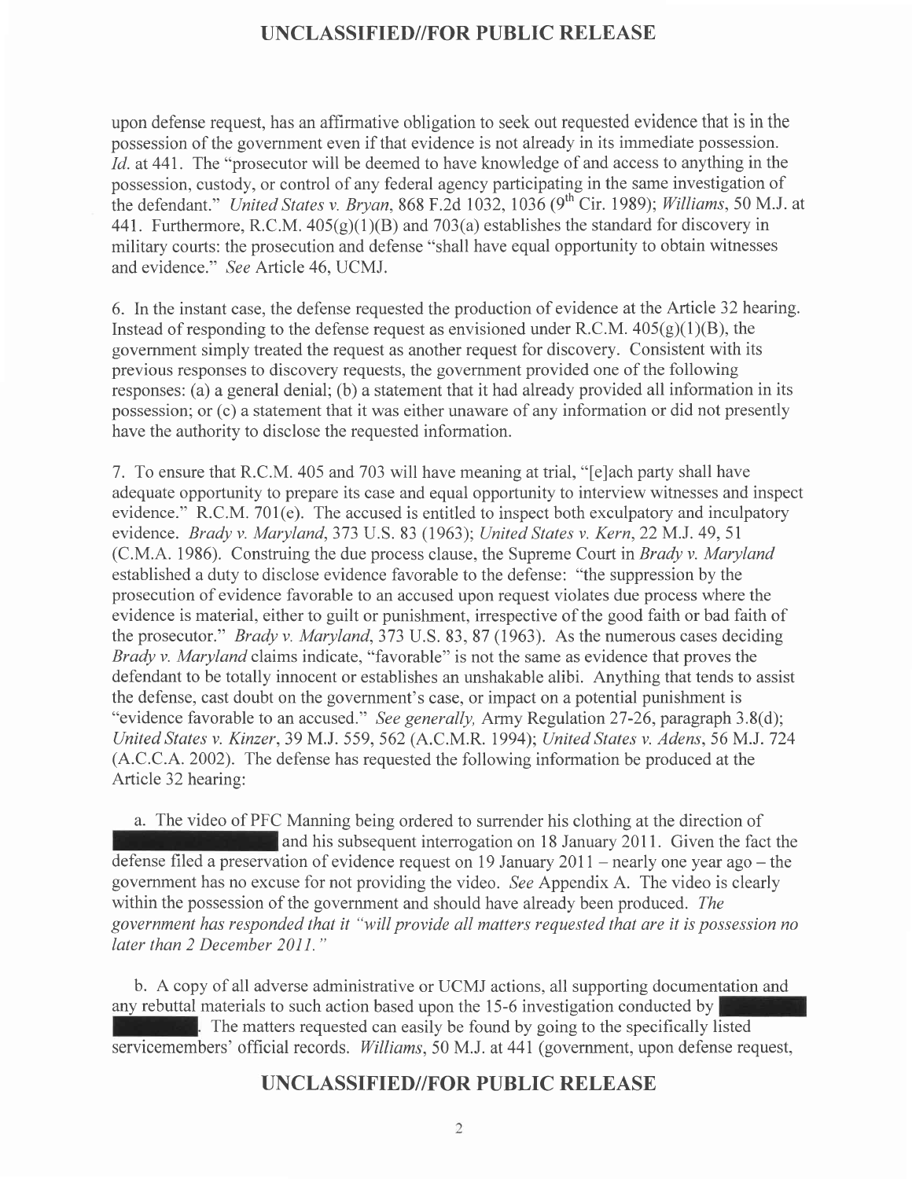upon defense request, has an affirmative obligation to seek out requested evidence that is in the possession of the government even if that evidence is not already in its immediate possession. *Id.* at 441. The "prosecutor will be deemed to have knowledge of and access to anything in the possession, custody, or control of any federal agency participating in the same investigation of the defendant." *United States v. Bryan*, 868 F.2d 1032, 1036 (9th Cir. 1989); *Williams*, 50 M.J. at 441. Furthermore, R.C.M. 405(g)(1)(B) and 703(a) establishes the standard for discovery in military courts: the prosecution and defense "shall have equal opportunity to obtain witnesses and evidence." *See* Article 46, UCMJ.

6. In the instant case, the defense requested the production of evidence at the Article 32 hearing. Instead of responding to the defense request as envisioned under R.C.M. 405(g)(1)(B), the government simply treated the request as another request for discovery. Consistent with its previous responses to discovery requests, the government provided one of the following responses: (a) a general denial; (b) a statement that it had already provided all information in its possession; or (c) a statement that it was either unaware of any information or did not presently have the authority to disclose the requested information.

7. To ensure that R.C.M. 405 and 703 will have meaning at trial, "[e]ach party shall have adequate opportunity to prepare its case and equal opportunity to interview witnesses and inspect evidence." R.C.M. 701(e). The accused is entitled to inspect both exculpatory and inculpatory evidence. *Brady v. Maryland*, 373 U.S. 83 (1963); *United States v. Kern*, 22 M.J. 49, 51 (C.M.A. 1986). Construing the due process clause, the Supreme Court in *Brady v. Maryland* established a duty to disclose evidence favorable to the defense: "the suppression by the prosecution of evidence favorable to an accused upon request violates due process where the evidence is material, either to guilt or punishment, irrespective of the good faith or bad faith of the prosecutor." *Brady v. Maryland*, 373 U.S. 83, 87 (1963). As the numerous cases deciding *Brady v. Maryland* claims indicate, "favorable" is not the same as evidence that proves the defendant to be totally innocent or establishes an unshakable alibi. Anything that tends to assist the defense, cast doubt on the government's case, or impact on a potential punishment is "evidence favorable to an accused." *See generally,* Army Regulation 27-26, paragraph 3.8(d); *United States v. Kinzer*, 39 M.J. 559, 562 (A.C.M.R. 1994); *United States v. Adens*, 56 M.J. 724 (A.C.C.A. 2002). The defense has requested the following information be produced at the Article 32 hearing:

a. The video of PFC Manning being ordered to surrender his clothing at the direction of [REDACTED] and his subsequent interrogation on 18 January 2011. Given the fact the defense filed a preservation of evidence request on 19 January 2011 – nearly one year ago – the government has no excuse for not providing the video. *See* Appendix A. The video is clearly within the possession of the government and should have already been produced. *The government has responded that it "will provide all matters requested that are it is possession no later than 2 December 2011."*

b. A copy of all adverse administrative or UCMJ actions, all supporting documentation and any rebuttal materials to such action based upon the 15-6 investigation conducted by [REDACTED]. The matters requested can easily be found by going to the specifically listed servicemembers' official records. *Williams*, 50 M.J. at 441 (government, upon defense request,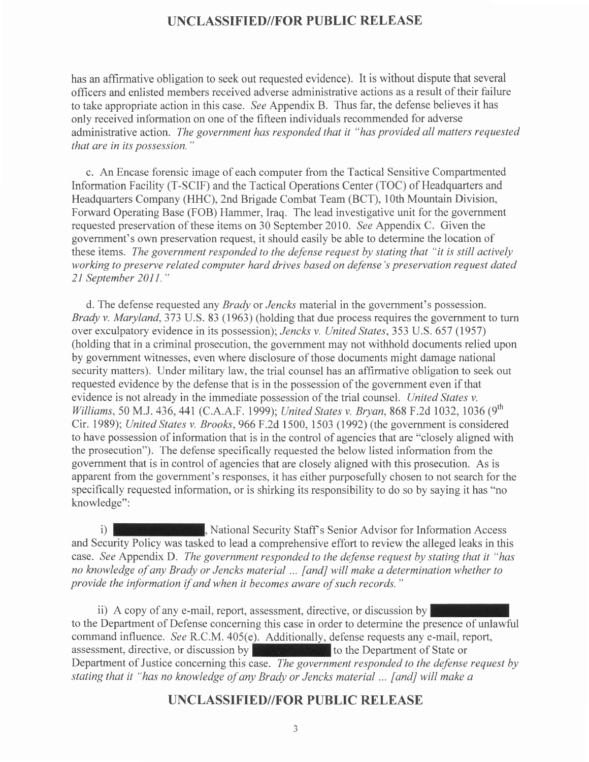has an affirmative obligation to seek out requested evidence). It is without dispute that several officers and enlisted members received adverse administrative actions as a result of their failure to take appropriate action in this case. *See* Appendix B. Thus far, the defense believes it has only received information on one of the fifteen individuals recommended for adverse administrative action. *The government has responded that it "has provided all matters requested that are in its possession."*

c. An Encase forensic image of each computer from the Tactical Sensitive Compartmented Information Facility (T-SCIF) and the Tactical Operations Center (TOC) of Headquarters and Headquarters Company (HHC), 2nd Brigade Combat Team (BCT), 10th Mountain Division, Forward Operating Base (FOB) Hammer, Iraq. The lead investigative unit for the government requested preservation of these items on 30 September 2010. *See* Appendix C. Given the government's own preservation request, it should easily be able to determine the location of these items. *The government responded to the defense request by stating that "it is still actively working to preserve related computer hard drives based on defense's preservation request dated 21 September 2011."*

d. The defense requested any *Brady* or *Jencks* material in the government's possession. *Brady v. Maryland*, 373 U.S. 83 (1963) (holding that due process requires the government to turn over exculpatory evidence in its possession); *Jencks v. United States*, 353 U.S. 657 (1957) (holding that in a criminal prosecution, the government may not withhold documents relied upon by government witnesses, even where disclosure of those documents might damage national security matters). Under military law, the trial counsel has an affirmative obligation to seek out requested evidence by the defense that is in the possession of the government even if that evidence is not already in the immediate possession of the trial counsel. *United States v. Williams*, 50 M.J. 436, 441 (C.A.A.F. 1999); *United States v. Bryan*, 868 F.2d 1032, 1036 (9th Cir. 1989); *United States v. Brooks*, 966 F.2d 1500, 1503 (1992) (the government is considered to have possession of information that is in the control of agencies that are "closely aligned with the prosecution"). The defense specifically requested the below listed information from the government that is in control of agencies that are closely aligned with this prosecution. As is apparent from the government's responses, it has either purposefully chosen to not search for the specifically requested information, or is shirking its responsibility to do so by saying it has "no knowledge":

i) ██████████, National Security Staff's Senior Advisor for Information Access and Security Policy was tasked to lead a comprehensive effort to review the alleged leaks in this case. *See* Appendix D. *The government responded to the defense request by stating that it "has no knowledge of any Brady or Jencks material ... [and] will make a determination whether to provide the information if and when it becomes aware of such records."*

ii) A copy of any e-mail, report, assessment, directive, or discussion by ██████████ to the Department of Defense concerning this case in order to determine the presence of unlawful command influence. *See* R.C.M. 405(e). Additionally, defense requests any e-mail, report, assessment, directive, or discussion by ██████████ to the Department of State or Department of Justice concerning this case. *The government responded to the defense request by stating that it "has no knowledge of any Brady or Jencks material ... [and] will make a*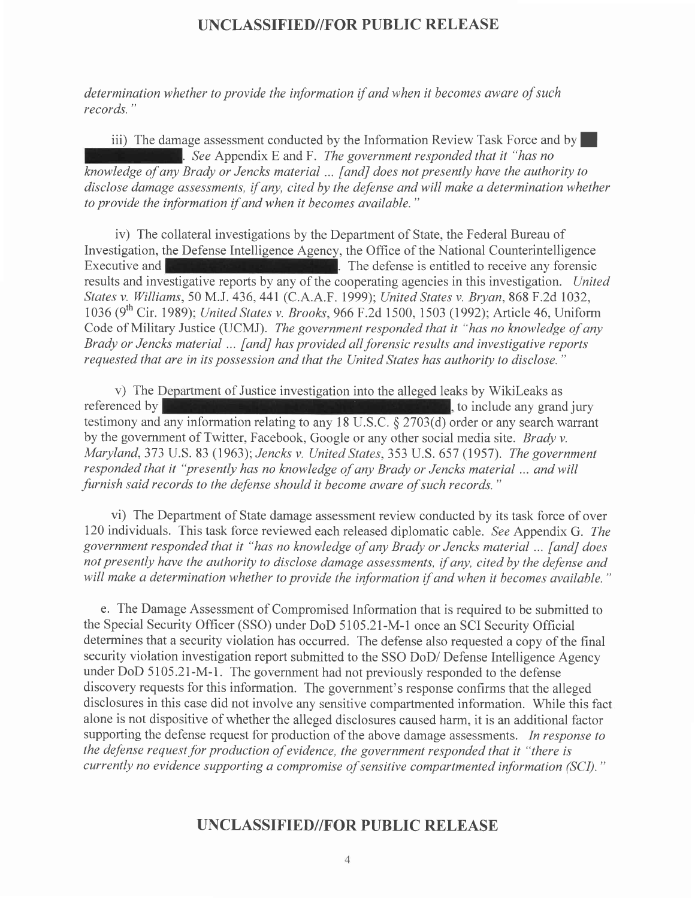*determination whether to provide the information if and when it becomes aware of such records."*

iii) The damage assessment conducted by the Information Review Task Force and by ██ ██████████. *See* Appendix E and F. *The government responded that it "has no knowledge of any Brady or Jencks material ... [and] does not presently have the authority to disclose damage assessments, if any, cited by the defense and will make a determination whether to provide the information if and when it becomes available."*

iv) The collateral investigations by the Department of State, the Federal Bureau of Investigation, the Defense Intelligence Agency, the Office of the National Counterintelligence Executive and ██████████████████. The defense is entitled to receive any forensic results and investigative reports by any of the cooperating agencies in this investigation. *United States v. Williams*, 50 M.J. 436, 441 (C.A.A.F. 1999); *United States v. Bryan*, 868 F.2d 1032, 1036 (9th Cir. 1989); *United States v. Brooks*, 966 F.2d 1500, 1503 (1992); Article 46, Uniform Code of Military Justice (UCMJ). *The government responded that it "has no knowledge of any Brady or Jencks material ... [and] has provided all forensic results and investigative reports requested that are in its possession and that the United States has authority to disclose."*

v) The Department of Justice investigation into the alleged leaks by WikiLeaks as referenced by ██████████████████████████████, to include any grand jury testimony and any information relating to any 18 U.S.C. § 2703(d) order or any search warrant by the government of Twitter, Facebook, Google or any other social media site. *Brady v. Maryland*, 373 U.S. 83 (1963); *Jencks v. United States*, 353 U.S. 657 (1957). *The government responded that it "presently has no knowledge of any Brady or Jencks material ... and will furnish said records to the defense should it become aware of such records."*

vi) The Department of State damage assessment review conducted by its task force of over 120 individuals. This task force reviewed each released diplomatic cable. *See* Appendix G. *The government responded that it "has no knowledge of any Brady or Jencks material ... [and] does not presently have the authority to disclose damage assessments, if any, cited by the defense and will make a determination whether to provide the information if and when it becomes available."*

e. The Damage Assessment of Compromised Information that is required to be submitted to the Special Security Officer (SSO) under DoD 5105.21-M-1 once an SCI Security Official determines that a security violation has occurred. The defense also requested a copy of the final security violation investigation report submitted to the SSO DoD/ Defense Intelligence Agency under DoD 5105.21-M-1. The government had not previously responded to the defense discovery requests for this information. The government's response confirms that the alleged disclosures in this case did not involve any sensitive compartmented information. While this fact alone is not dispositive of whether the alleged disclosures caused harm, it is an additional factor supporting the defense request for production of the above damage assessments. *In response to the defense request for production of evidence, the government responded that it "there is currently no evidence supporting a compromise of sensitive compartmented information (SCI)."*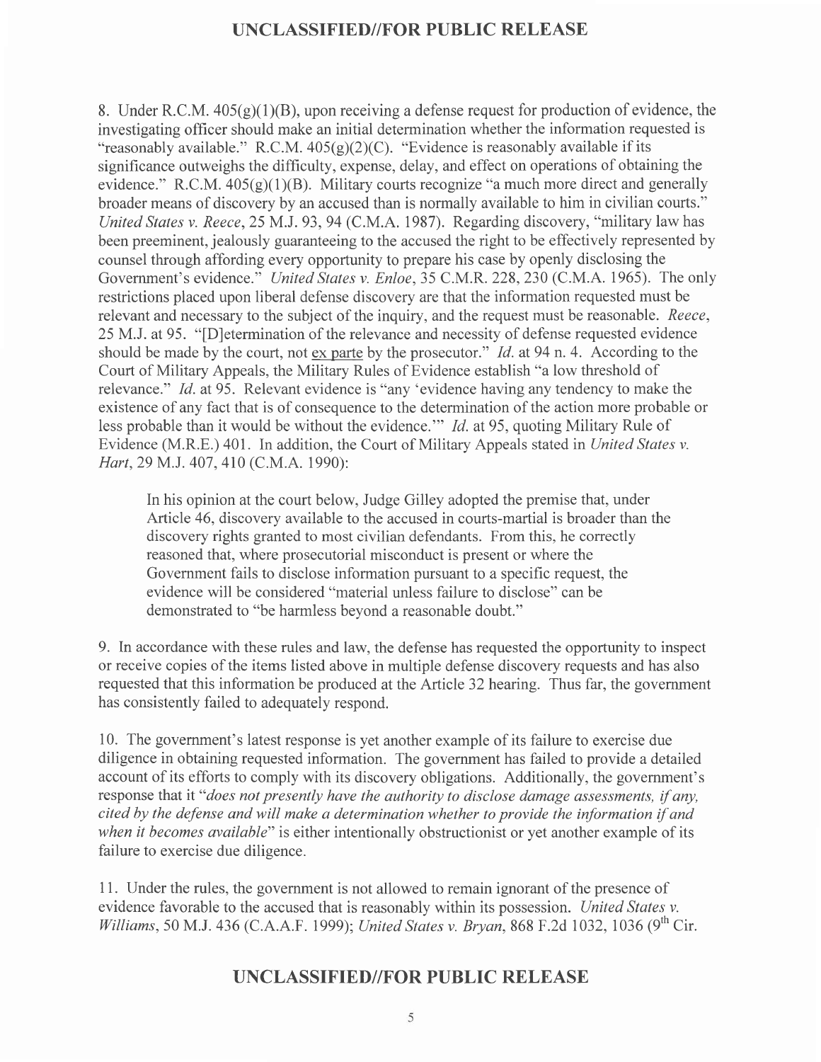8. Under R.C.M. 405(g)(1)(B), upon receiving a defense request for production of evidence, the investigating officer should make an initial determination whether the information requested is "reasonably available." R.C.M. 405(g)(2)(C). "Evidence is reasonably available if its significance outweighs the difficulty, expense, delay, and effect on operations of obtaining the evidence." R.C.M. 405(g)(1)(B). Military courts recognize "a much more direct and generally broader means of discovery by an accused than is normally available to him in civilian courts." *United States v. Reece*, 25 M.J. 93, 94 (C.M.A. 1987). Regarding discovery, "military law has been preeminent, jealously guaranteeing to the accused the right to be effectively represented by counsel through affording every opportunity to prepare his case by openly disclosing the Government's evidence." *United States v. Enloe*, 35 C.M.R. 228, 230 (C.M.A. 1965). The only restrictions placed upon liberal defense discovery are that the information requested must be relevant and necessary to the subject of the inquiry, and the request must be reasonable. *Reece*, 25 M.J. at 95. "[D]etermination of the relevance and necessity of defense requested evidence should be made by the court, not ex parte by the prosecutor." *Id.* at 94 n. 4. According to the Court of Military Appeals, the Military Rules of Evidence establish "a low threshold of relevance." *Id.* at 95. Relevant evidence is "any 'evidence having any tendency to make the existence of any fact that is of consequence to the determination of the action more probable or less probable than it would be without the evidence.'" *Id.* at 95, quoting Military Rule of Evidence (M.R.E.) 401. In addition, the Court of Military Appeals stated in *United States v. Hart*, 29 M.J. 407, 410 (C.M.A. 1990):

> In his opinion at the court below, Judge Gilley adopted the premise that, under Article 46, discovery available to the accused in courts-martial is broader than the discovery rights granted to most civilian defendants. From this, he correctly reasoned that, where prosecutorial misconduct is present or where the Government fails to disclose information pursuant to a specific request, the evidence will be considered "material unless failure to disclose" can be demonstrated to "be harmless beyond a reasonable doubt."

9. In accordance with these rules and law, the defense has requested the opportunity to inspect or receive copies of the items listed above in multiple defense discovery requests and has also requested that this information be produced at the Article 32 hearing. Thus far, the government has consistently failed to adequately respond.

10. The government's latest response is yet another example of its failure to exercise due diligence in obtaining requested information. The government has failed to provide a detailed account of its efforts to comply with its discovery obligations. Additionally, the government's response that it "*does not presently have the authority to disclose damage assessments, if any, cited by the defense and will make a determination whether to provide the information if and when it becomes available*" is either intentionally obstructionist or yet another example of its failure to exercise due diligence.

11. Under the rules, the government is not allowed to remain ignorant of the presence of evidence favorable to the accused that is reasonably within its possession. *United States v. Williams*, 50 M.J. 436 (C.A.A.F. 1999); *United States v. Bryan*, 868 F.2d 1032, 1036 (9th Cir.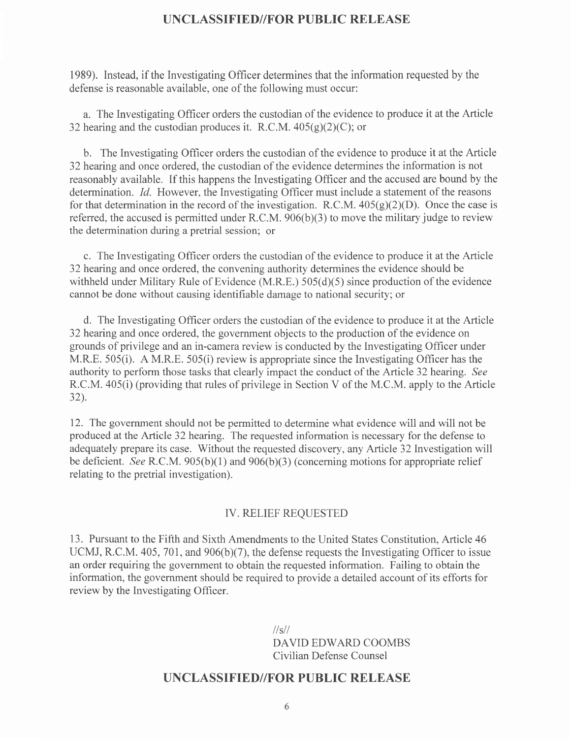1989). Instead, if the Investigating Officer determines that the information requested by the defense is reasonable available, one of the following must occur:

a. The Investigating Officer orders the custodian of the evidence to produce it at the Article 32 hearing and the custodian produces it. R.C.M. 405(g)(2)(C); or

b. The Investigating Officer orders the custodian of the evidence to produce it at the Article 32 hearing and once ordered, the custodian of the evidence determines the information is not reasonably available. If this happens the Investigating Officer and the accused are bound by the determination. *Id.* However, the Investigating Officer must include a statement of the reasons for that determination in the record of the investigation. R.C.M. 405(g)(2)(D). Once the case is referred, the accused is permitted under R.C.M. 906(b)(3) to move the military judge to review the determination during a pretrial session; or

c. The Investigating Officer orders the custodian of the evidence to produce it at the Article 32 hearing and once ordered, the convening authority determines the evidence should be withheld under Military Rule of Evidence (M.R.E.) 505(d)(5) since production of the evidence cannot be done without causing identifiable damage to national security; or

d. The Investigating Officer orders the custodian of the evidence to produce it at the Article 32 hearing and once ordered, the government objects to the production of the evidence on grounds of privilege and an in-camera review is conducted by the Investigating Officer under M.R.E. 505(i). A M.R.E. 505(i) review is appropriate since the Investigating Officer has the authority to perform those tasks that clearly impact the conduct of the Article 32 hearing. *See* R.C.M. 405(i) (providing that rules of privilege in Section V of the M.C.M. apply to the Article 32).

12. The government should not be permitted to determine what evidence will and will not be produced at the Article 32 hearing. The requested information is necessary for the defense to adequately prepare its case. Without the requested discovery, any Article 32 Investigation will be deficient. *See* R.C.M. 905(b)(1) and 906(b)(3) (concerning motions for appropriate relief relating to the pretrial investigation).

## IV. RELIEF REQUESTED

13. Pursuant to the Fifth and Sixth Amendments to the United States Constitution, Article 46 UCMJ, R.C.M. 405, 701, and 906(b)(7), the defense requests the Investigating Officer to issue an order requiring the government to obtain the requested information. Failing to obtain the information, the government should be required to provide a detailed account of its efforts for review by the Investigating Officer.

//s//
DAVID EDWARD COOMBS
Civilian Defense Counsel